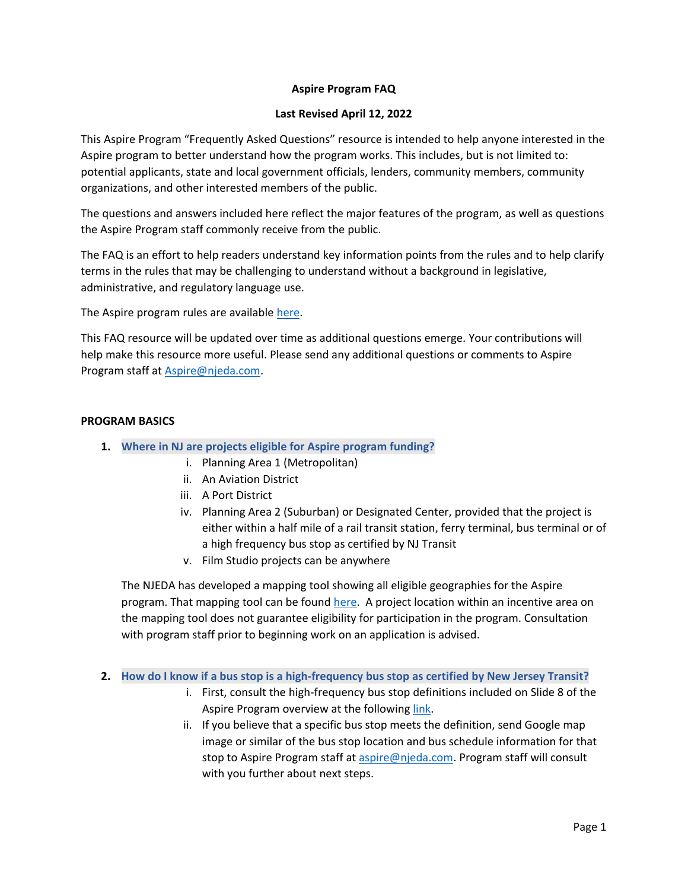**Aspire Program FAQ**

**Last Revised April 12, 2022**

This Aspire Program "Frequently Asked Questions" resource is intended to help anyone interested in the Aspire program to better understand how the program works. This includes, but is not limited to: potential applicants, state and local government officials, lenders, community members, community organizations, and other interested members of the public.

The questions and answers included here reflect the major features of the program, as well as questions the Aspire Program staff commonly receive from the public.

The FAQ is an effort to help readers understand key information points from the rules and to help clarify terms in the rules that may be challenging to understand without a background in legislative, administrative, and regulatory language use.

The Aspire program rules are available here.

This FAQ resource will be updated over time as additional questions emerge. Your contributions will help make this resource more useful. Please send any additional questions or comments to Aspire Program staff at Aspire@njeda.com.

## PROGRAM BASICS

1. **Where in NJ are projects eligible for Aspire program funding?**
   1. Planning Area 1 (Metropolitan)
   2. An Aviation District
   3. A Port District
   4. Planning Area 2 (Suburban) or Designated Center, provided that the project is either within a half mile of a rail transit station, ferry terminal, bus terminal or of a high frequency bus stop as certified by NJ Transit
   5. Film Studio projects can be anywhere

   The NJEDA has developed a mapping tool showing all eligible geographies for the Aspire program. That mapping tool can be found here. A project location within an incentive area on the mapping tool does not guarantee eligibility for participation in the program. Consultation with program staff prior to beginning work on an application is advised.

2. **How do I know if a bus stop is a high-frequency bus stop as certified by New Jersey Transit?**
   1. First, consult the high-frequency bus stop definitions included on Slide 8 of the Aspire Program overview at the following link.
   2. If you believe that a specific bus stop meets the definition, send Google map image or similar of the bus stop location and bus schedule information for that stop to Aspire Program staff at aspire@njeda.com. Program staff will consult with you further about next steps.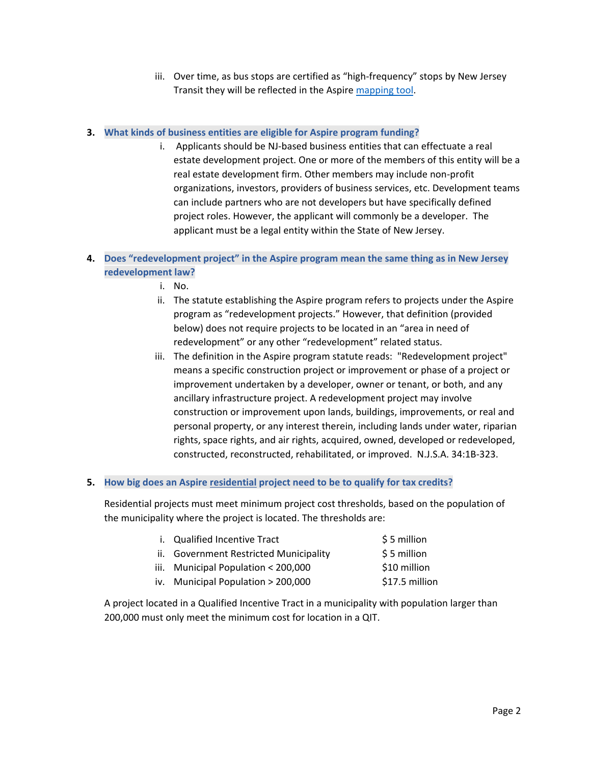iii. Over time, as bus stops are certified as "high-frequency" stops by New Jersey Transit they will be reflected in the Aspire mapping tool.

**3. What kinds of business entities are eligible for Aspire program funding?**

i. Applicants should be NJ-based business entities that can effectuate a real estate development project. One or more of the members of this entity will be a real estate development firm. Other members may include non-profit organizations, investors, providers of business services, etc. Development teams can include partners who are not developers but have specifically defined project roles. However, the applicant will commonly be a developer. The applicant must be a legal entity within the State of New Jersey.

**4. Does "redevelopment project" in the Aspire program mean the same thing as in New Jersey redevelopment law?**

i. No.

ii. The statute establishing the Aspire program refers to projects under the Aspire program as "redevelopment projects." However, that definition (provided below) does not require projects to be located in an "area in need of redevelopment" or any other "redevelopment" related status.

iii. The definition in the Aspire program statute reads: "Redevelopment project" means a specific construction project or improvement or phase of a project or improvement undertaken by a developer, owner or tenant, or both, and any ancillary infrastructure project. A redevelopment project may involve construction or improvement upon lands, buildings, improvements, or real and personal property, or any interest therein, including lands under water, riparian rights, space rights, and air rights, acquired, owned, developed or redeveloped, constructed, reconstructed, rehabilitated, or improved. N.J.S.A. 34:1B-323.

**5. How big does an Aspire residential project need to be to qualify for tax credits?**

Residential projects must meet minimum project cost thresholds, based on the population of the municipality where the project is located. The thresholds are:

| | |
|---|---|
| i. Qualified Incentive Tract | $ 5 million |
| ii. Government Restricted Municipality | $ 5 million |
| iii. Municipal Population < 200,000 | $10 million |
| iv. Municipal Population > 200,000 | $17.5 million |

A project located in a Qualified Incentive Tract in a municipality with population larger than 200,000 must only meet the minimum cost for location in a QIT.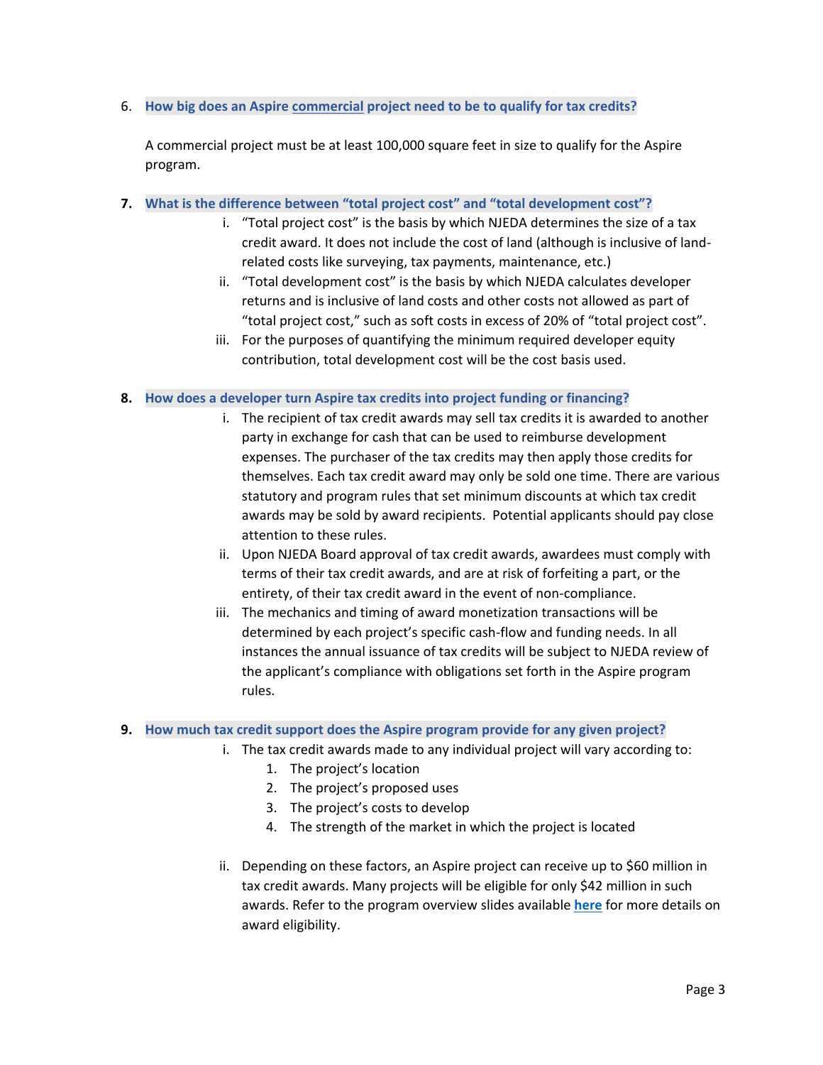6. **How big does an Aspire commercial project need to be to qualify for tax credits?**

   A commercial project must be at least 100,000 square feet in size to qualify for the Aspire program.

7. **What is the difference between "total project cost" and "total development cost"?**

   i. "Total project cost" is the basis by which NJEDA determines the size of a tax credit award. It does not include the cost of land (although is inclusive of land-related costs like surveying, tax payments, maintenance, etc.)

   ii. "Total development cost" is the basis by which NJEDA calculates developer returns and is inclusive of land costs and other costs not allowed as part of "total project cost," such as soft costs in excess of 20% of "total project cost".

   iii. For the purposes of quantifying the minimum required developer equity contribution, total development cost will be the cost basis used.

8. **How does a developer turn Aspire tax credits into project funding or financing?**

   i. The recipient of tax credit awards may sell tax credits it is awarded to another party in exchange for cash that can be used to reimburse development expenses. The purchaser of the tax credits may then apply those credits for themselves. Each tax credit award may only be sold one time. There are various statutory and program rules that set minimum discounts at which tax credit awards may be sold by award recipients. Potential applicants should pay close attention to these rules.

   ii. Upon NJEDA Board approval of tax credit awards, awardees must comply with terms of their tax credit awards, and are at risk of forfeiting a part, or the entirety, of their tax credit award in the event of non-compliance.

   iii. The mechanics and timing of award monetization transactions will be determined by each project's specific cash-flow and funding needs. In all instances the annual issuance of tax credits will be subject to NJEDA review of the applicant's compliance with obligations set forth in the Aspire program rules.

9. **How much tax credit support does the Aspire program provide for any given project?**

   i. The tax credit awards made to any individual project will vary according to:
      1. The project's location
      2. The project's proposed uses
      3. The project's costs to develop
      4. The strength of the market in which the project is located

   ii. Depending on these factors, an Aspire project can receive up to $60 million in tax credit awards. Many projects will be eligible for only $42 million in such awards. Refer to the program overview slides available **here** for more details on award eligibility.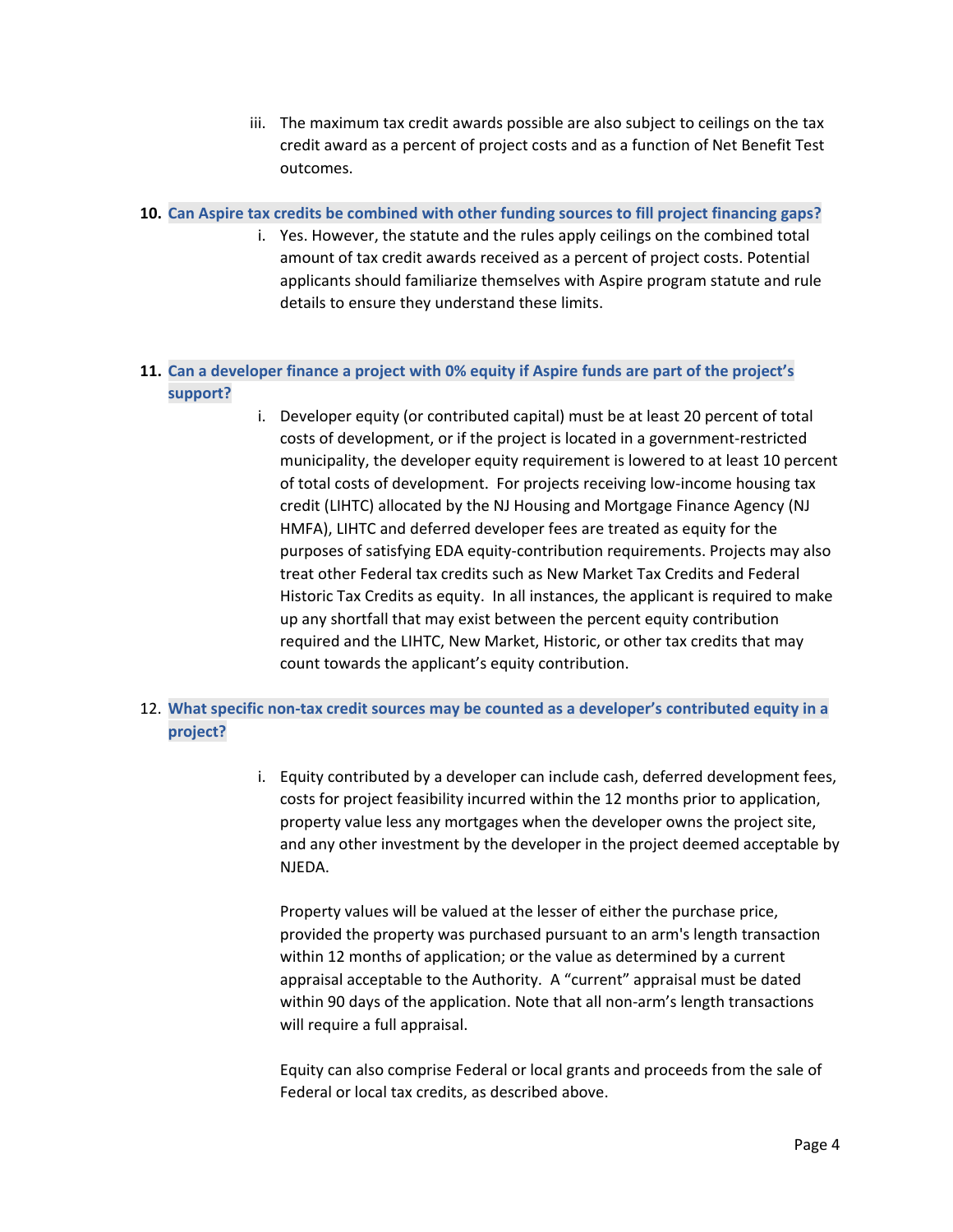iii. The maximum tax credit awards possible are also subject to ceilings on the tax credit award as a percent of project costs and as a function of Net Benefit Test outcomes.

**10. Can Aspire tax credits be combined with other funding sources to fill project financing gaps?**

i. Yes. However, the statute and the rules apply ceilings on the combined total amount of tax credit awards received as a percent of project costs. Potential applicants should familiarize themselves with Aspire program statute and rule details to ensure they understand these limits.

**11. Can a developer finance a project with 0% equity if Aspire funds are part of the project's support?**

i. Developer equity (or contributed capital) must be at least 20 percent of total costs of development, or if the project is located in a government-restricted municipality, the developer equity requirement is lowered to at least 10 percent of total costs of development. For projects receiving low-income housing tax credit (LIHTC) allocated by the NJ Housing and Mortgage Finance Agency (NJ HMFA), LIHTC and deferred developer fees are treated as equity for the purposes of satisfying EDA equity-contribution requirements. Projects may also treat other Federal tax credits such as New Market Tax Credits and Federal Historic Tax Credits as equity. In all instances, the applicant is required to make up any shortfall that may exist between the percent equity contribution required and the LIHTC, New Market, Historic, or other tax credits that may count towards the applicant's equity contribution.

**12. What specific non-tax credit sources may be counted as a developer's contributed equity in a project?**

i. Equity contributed by a developer can include cash, deferred development fees, costs for project feasibility incurred within the 12 months prior to application, property value less any mortgages when the developer owns the project site, and any other investment by the developer in the project deemed acceptable by NJEDA.

Property values will be valued at the lesser of either the purchase price, provided the property was purchased pursuant to an arm's length transaction within 12 months of application; or the value as determined by a current appraisal acceptable to the Authority. A "current" appraisal must be dated within 90 days of the application. Note that all non-arm's length transactions will require a full appraisal.

Equity can also comprise Federal or local grants and proceeds from the sale of Federal or local tax credits, as described above.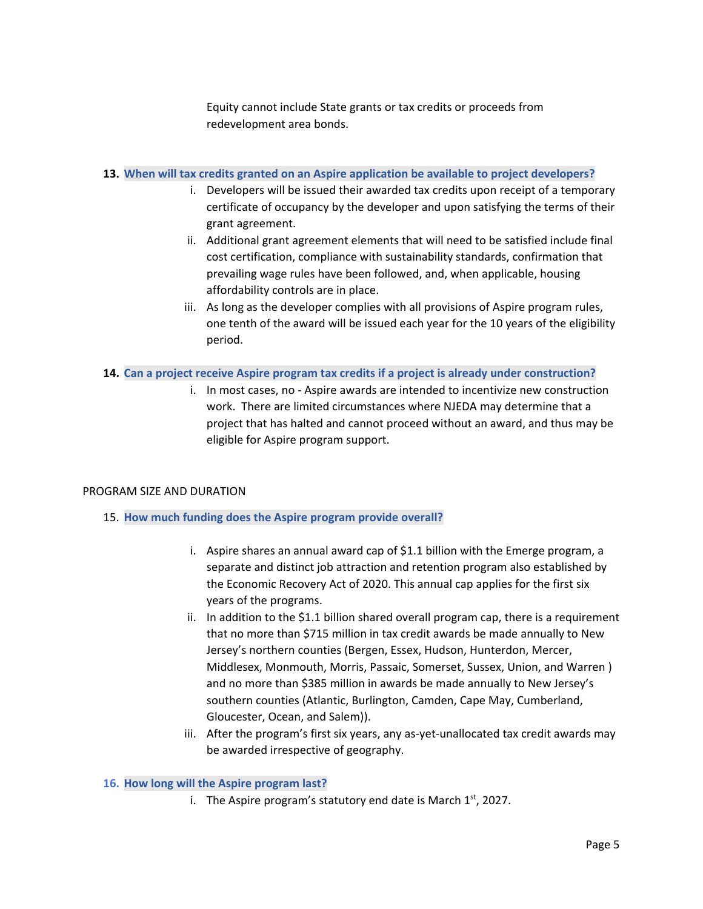Equity cannot include State grants or tax credits or proceeds from redevelopment area bonds.

**13. When will tax credits granted on an Aspire application be available to project developers?**

i. Developers will be issued their awarded tax credits upon receipt of a temporary certificate of occupancy by the developer and upon satisfying the terms of their grant agreement.

ii. Additional grant agreement elements that will need to be satisfied include final cost certification, compliance with sustainability standards, confirmation that prevailing wage rules have been followed, and, when applicable, housing affordability controls are in place.

iii. As long as the developer complies with all provisions of Aspire program rules, one tenth of the award will be issued each year for the 10 years of the eligibility period.

**14. Can a project receive Aspire program tax credits if a project is already under construction?**

i. In most cases, no - Aspire awards are intended to incentivize new construction work. There are limited circumstances where NJEDA may determine that a project that has halted and cannot proceed without an award, and thus may be eligible for Aspire program support.

## PROGRAM SIZE AND DURATION

**15. How much funding does the Aspire program provide overall?**

i. Aspire shares an annual award cap of $1.1 billion with the Emerge program, a separate and distinct job attraction and retention program also established by the Economic Recovery Act of 2020. This annual cap applies for the first six years of the programs.

ii. In addition to the $1.1 billion shared overall program cap, there is a requirement that no more than $715 million in tax credit awards be made annually to New Jersey's northern counties (Bergen, Essex, Hudson, Hunterdon, Mercer, Middlesex, Monmouth, Morris, Passaic, Somerset, Sussex, Union, and Warren ) and no more than $385 million in awards be made annually to New Jersey's southern counties (Atlantic, Burlington, Camden, Cape May, Cumberland, Gloucester, Ocean, and Salem)).

iii. After the program's first six years, any as-yet-unallocated tax credit awards may be awarded irrespective of geography.

**16. How long will the Aspire program last?**

i. The Aspire program's statutory end date is March 1st, 2027.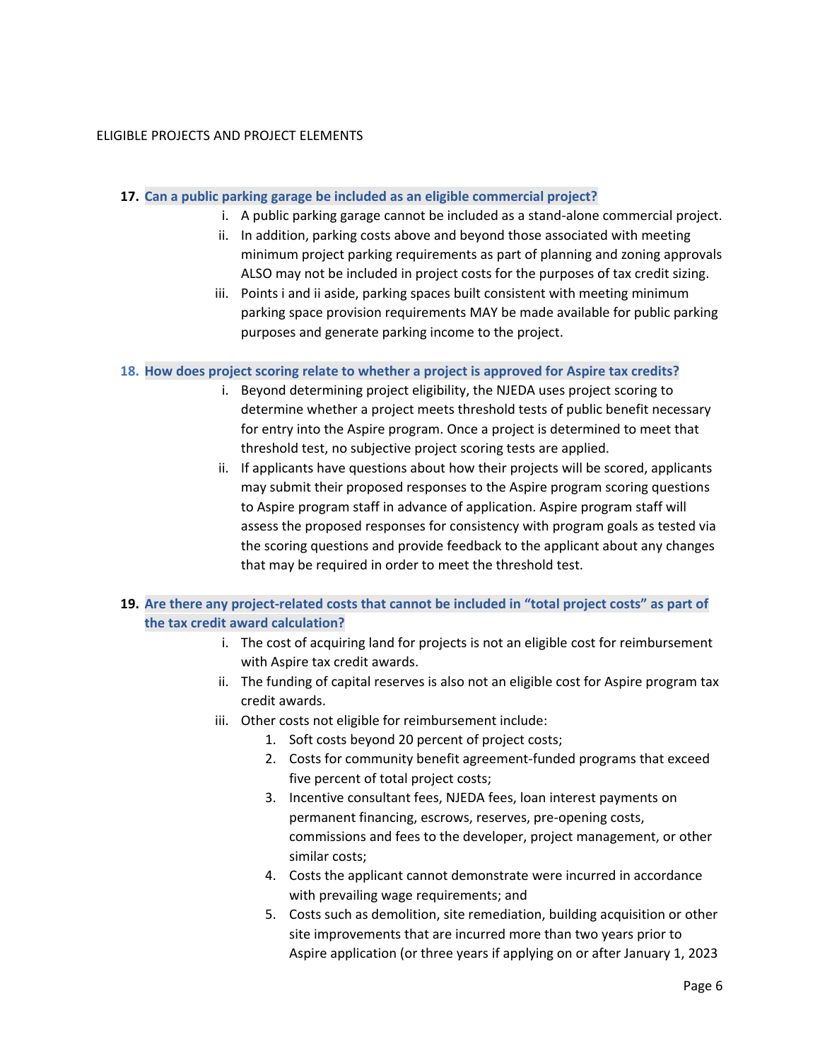ELIGIBLE PROJECTS AND PROJECT ELEMENTS

**17. Can a public parking garage be included as an eligible commercial project?**

- i. A public parking garage cannot be included as a stand-alone commercial project.
- ii. In addition, parking costs above and beyond those associated with meeting minimum project parking requirements as part of planning and zoning approvals ALSO may not be included in project costs for the purposes of tax credit sizing.
- iii. Points i and ii aside, parking spaces built consistent with meeting minimum parking space provision requirements MAY be made available for public parking purposes and generate parking income to the project.

**18. How does project scoring relate to whether a project is approved for Aspire tax credits?**

- i. Beyond determining project eligibility, the NJEDA uses project scoring to determine whether a project meets threshold tests of public benefit necessary for entry into the Aspire program. Once a project is determined to meet that threshold test, no subjective project scoring tests are applied.
- ii. If applicants have questions about how their projects will be scored, applicants may submit their proposed responses to the Aspire program scoring questions to Aspire program staff in advance of application. Aspire program staff will assess the proposed responses for consistency with program goals as tested via the scoring questions and provide feedback to the applicant about any changes that may be required in order to meet the threshold test.

**19. Are there any project-related costs that cannot be included in "total project costs" as part of the tax credit award calculation?**

- i. The cost of acquiring land for projects is not an eligible cost for reimbursement with Aspire tax credit awards.
- ii. The funding of capital reserves is also not an eligible cost for Aspire program tax credit awards.
- iii. Other costs not eligible for reimbursement include:
  1. Soft costs beyond 20 percent of project costs;
  2. Costs for community benefit agreement-funded programs that exceed five percent of total project costs;
  3. Incentive consultant fees, NJEDA fees, loan interest payments on permanent financing, escrows, reserves, pre-opening costs, commissions and fees to the developer, project management, or other similar costs;
  4. Costs the applicant cannot demonstrate were incurred in accordance with prevailing wage requirements; and
  5. Costs such as demolition, site remediation, building acquisition or other site improvements that are incurred more than two years prior to Aspire application (or three years if applying on or after January 1, 2023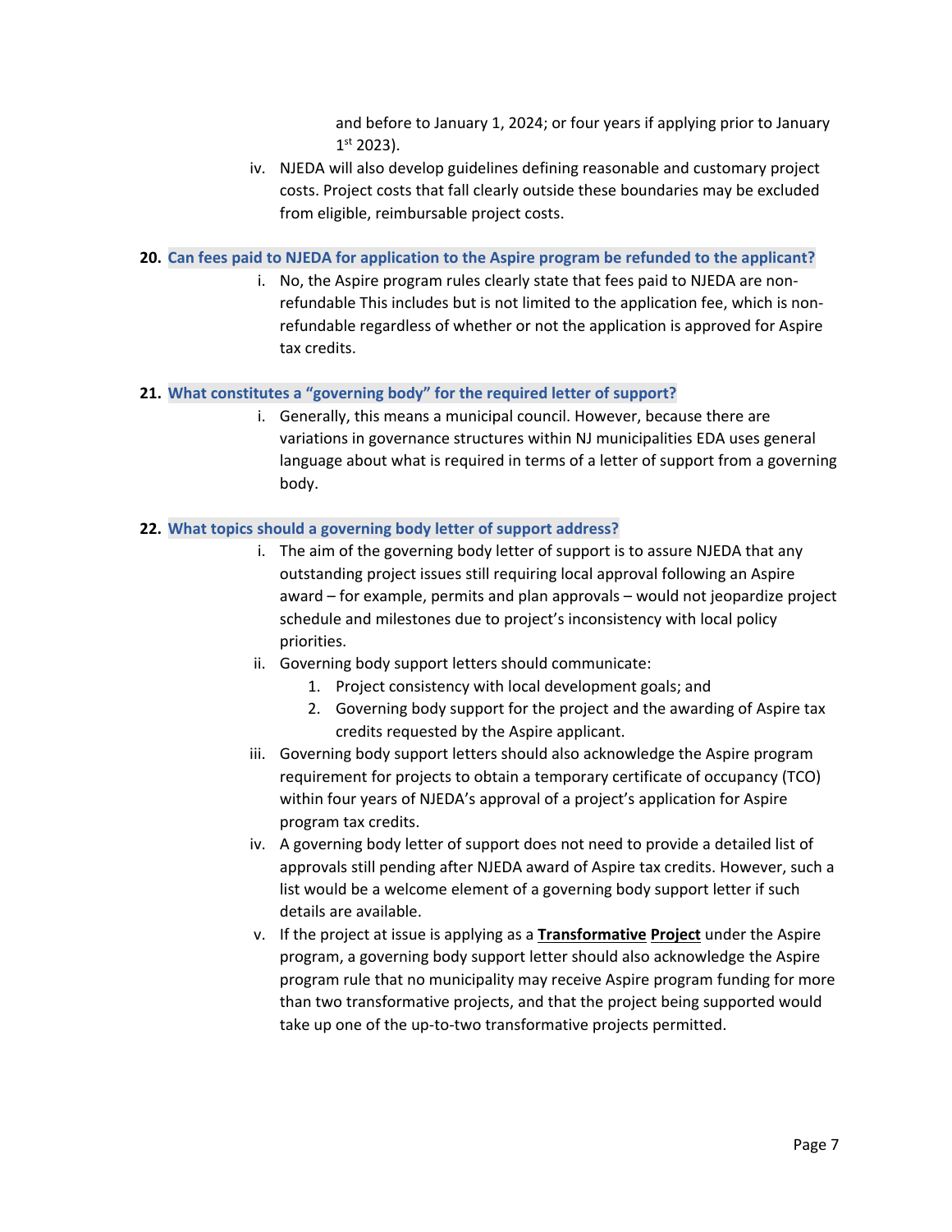and before to January 1, 2024; or four years if applying prior to January 1st 2023).

iv. NJEDA will also develop guidelines defining reasonable and customary project costs. Project costs that fall clearly outside these boundaries may be excluded from eligible, reimbursable project costs.

**20. Can fees paid to NJEDA for application to the Aspire program be refunded to the applicant?**

i. No, the Aspire program rules clearly state that fees paid to NJEDA are non-refundable This includes but is not limited to the application fee, which is non-refundable regardless of whether or not the application is approved for Aspire tax credits.

**21. What constitutes a "governing body" for the required letter of support?**

i. Generally, this means a municipal council. However, because there are variations in governance structures within NJ municipalities EDA uses general language about what is required in terms of a letter of support from a governing body.

**22. What topics should a governing body letter of support address?**

i. The aim of the governing body letter of support is to assure NJEDA that any outstanding project issues still requiring local approval following an Aspire award – for example, permits and plan approvals – would not jeopardize project schedule and milestones due to project's inconsistency with local policy priorities.

ii. Governing body support letters should communicate:
   1. Project consistency with local development goals; and
   2. Governing body support for the project and the awarding of Aspire tax credits requested by the Aspire applicant.

iii. Governing body support letters should also acknowledge the Aspire program requirement for projects to obtain a temporary certificate of occupancy (TCO) within four years of NJEDA's approval of a project's application for Aspire program tax credits.

iv. A governing body letter of support does not need to provide a detailed list of approvals still pending after NJEDA award of Aspire tax credits. However, such a list would be a welcome element of a governing body support letter if such details are available.

v. If the project at issue is applying as a **Transformative Project** under the Aspire program, a governing body support letter should also acknowledge the Aspire program rule that no municipality may receive Aspire program funding for more than two transformative projects, and that the project being supported would take up one of the up-to-two transformative projects permitted.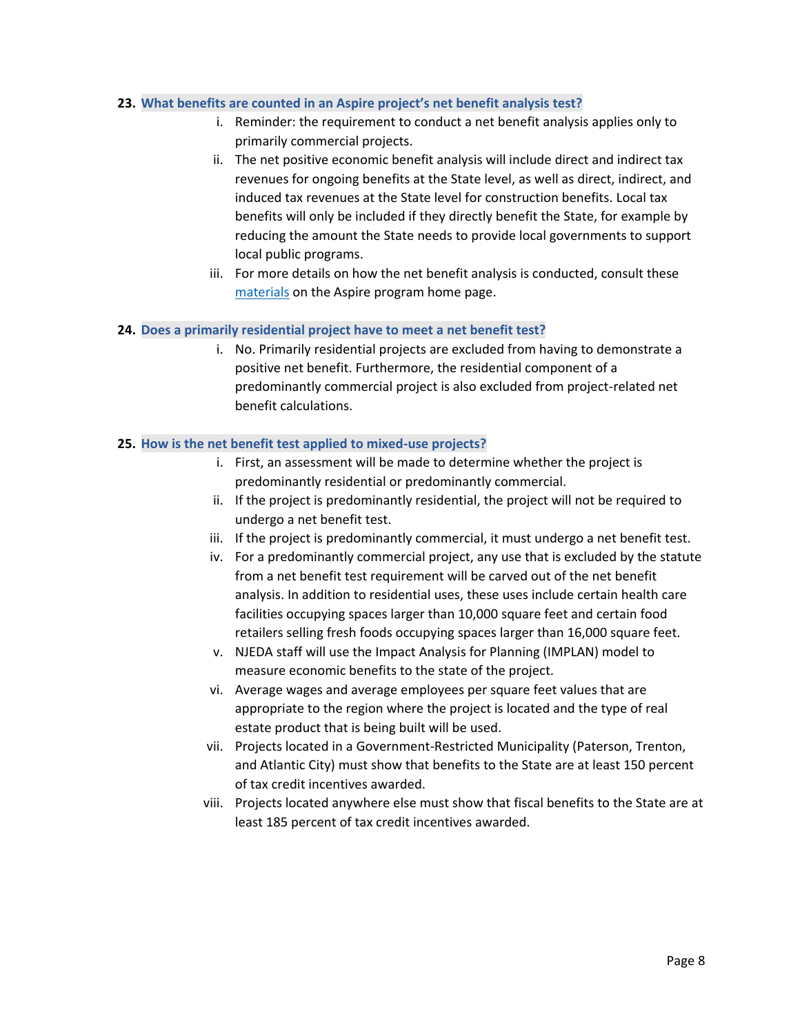**23. What benefits are counted in an Aspire project's net benefit analysis test?**

i. Reminder: the requirement to conduct a net benefit analysis applies only to primarily commercial projects.

ii. The net positive economic benefit analysis will include direct and indirect tax revenues for ongoing benefits at the State level, as well as direct, indirect, and induced tax revenues at the State level for construction benefits. Local tax benefits will only be included if they directly benefit the State, for example by reducing the amount the State needs to provide local governments to support local public programs.

iii. For more details on how the net benefit analysis is conducted, consult these materials on the Aspire program home page.

**24. Does a primarily residential project have to meet a net benefit test?**

i. No. Primarily residential projects are excluded from having to demonstrate a positive net benefit. Furthermore, the residential component of a predominantly commercial project is also excluded from project-related net benefit calculations.

**25. How is the net benefit test applied to mixed-use projects?**

i. First, an assessment will be made to determine whether the project is predominantly residential or predominantly commercial.

ii. If the project is predominantly residential, the project will not be required to undergo a net benefit test.

iii. If the project is predominantly commercial, it must undergo a net benefit test.

iv. For a predominantly commercial project, any use that is excluded by the statute from a net benefit test requirement will be carved out of the net benefit analysis. In addition to residential uses, these uses include certain health care facilities occupying spaces larger than 10,000 square feet and certain food retailers selling fresh foods occupying spaces larger than 16,000 square feet.

v. NJEDA staff will use the Impact Analysis for Planning (IMPLAN) model to measure economic benefits to the state of the project.

vi. Average wages and average employees per square feet values that are appropriate to the region where the project is located and the type of real estate product that is being built will be used.

vii. Projects located in a Government-Restricted Municipality (Paterson, Trenton, and Atlantic City) must show that benefits to the State are at least 150 percent of tax credit incentives awarded.

viii. Projects located anywhere else must show that fiscal benefits to the State are at least 185 percent of tax credit incentives awarded.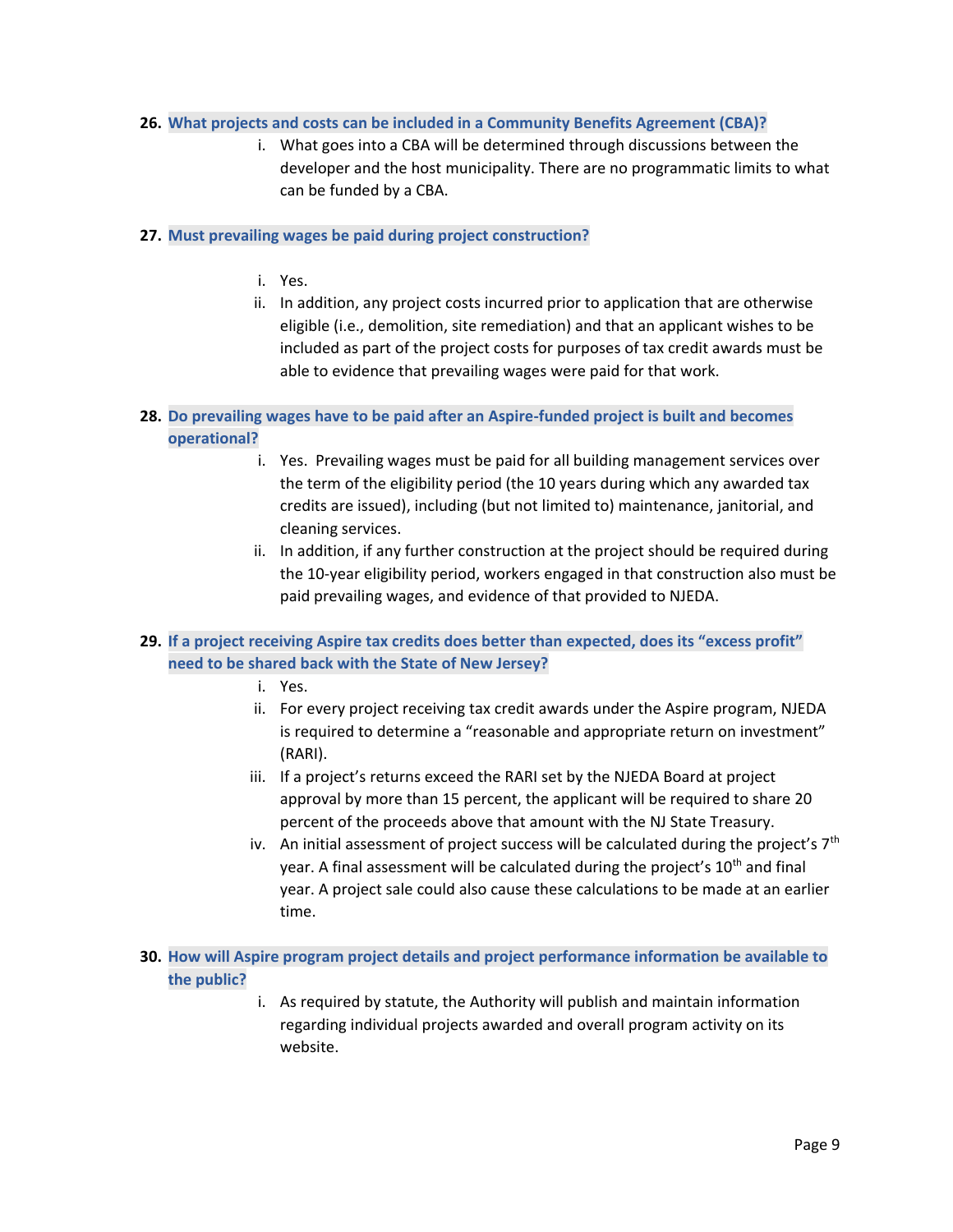26. **What projects and costs can be included in a Community Benefits Agreement (CBA)?**
    i. What goes into a CBA will be determined through discussions between the developer and the host municipality. There are no programmatic limits to what can be funded by a CBA.

27. **Must prevailing wages be paid during project construction?**
    i. Yes.
    ii. In addition, any project costs incurred prior to application that are otherwise eligible (i.e., demolition, site remediation) and that an applicant wishes to be included as part of the project costs for purposes of tax credit awards must be able to evidence that prevailing wages were paid for that work.

28. **Do prevailing wages have to be paid after an Aspire-funded project is built and becomes operational?**
    i. Yes. Prevailing wages must be paid for all building management services over the term of the eligibility period (the 10 years during which any awarded tax credits are issued), including (but not limited to) maintenance, janitorial, and cleaning services.
    ii. In addition, if any further construction at the project should be required during the 10-year eligibility period, workers engaged in that construction also must be paid prevailing wages, and evidence of that provided to NJEDA.

29. **If a project receiving Aspire tax credits does better than expected, does its "excess profit" need to be shared back with the State of New Jersey?**
    i. Yes.
    ii. For every project receiving tax credit awards under the Aspire program, NJEDA is required to determine a "reasonable and appropriate return on investment" (RARI).
    iii. If a project's returns exceed the RARI set by the NJEDA Board at project approval by more than 15 percent, the applicant will be required to share 20 percent of the proceeds above that amount with the NJ State Treasury.
    iv. An initial assessment of project success will be calculated during the project's 7th year. A final assessment will be calculated during the project's 10th and final year. A project sale could also cause these calculations to be made at an earlier time.

30. **How will Aspire program project details and project performance information be available to the public?**
    i. As required by statute, the Authority will publish and maintain information regarding individual projects awarded and overall program activity on its website.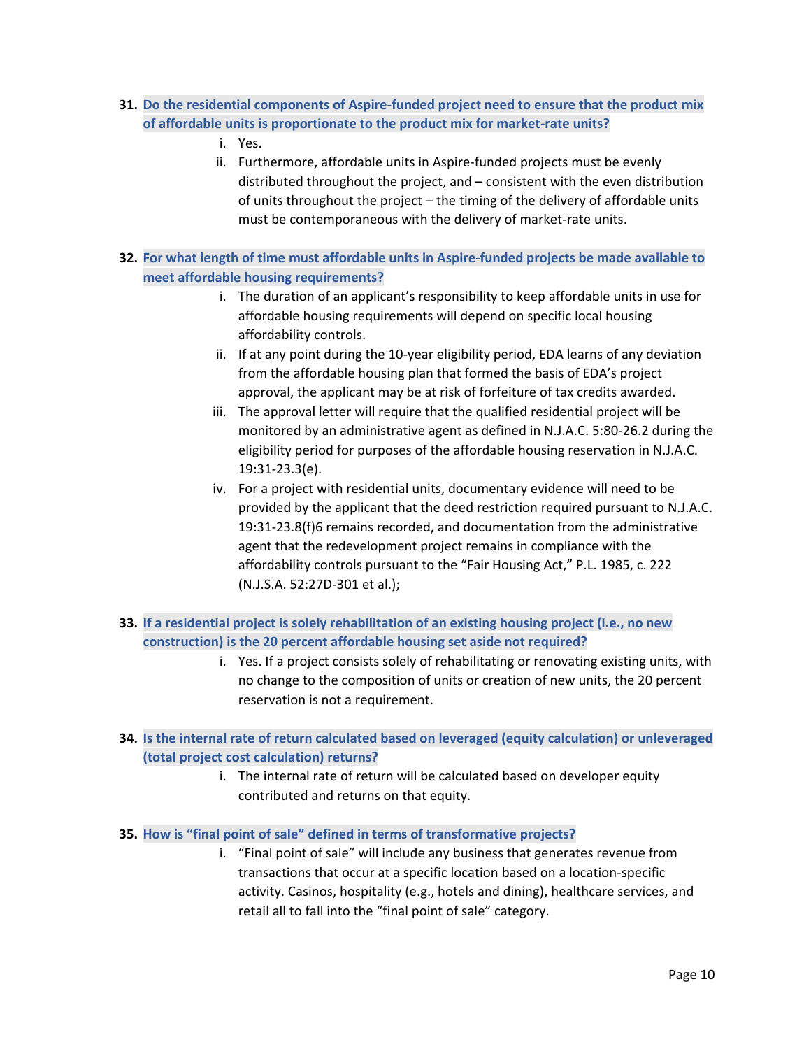31. **Do the residential components of Aspire-funded project need to ensure that the product mix of affordable units is proportionate to the product mix for market-rate units?**
    - i. Yes.
    - ii. Furthermore, affordable units in Aspire-funded projects must be evenly distributed throughout the project, and – consistent with the even distribution of units throughout the project – the timing of the delivery of affordable units must be contemporaneous with the delivery of market-rate units.

32. **For what length of time must affordable units in Aspire-funded projects be made available to meet affordable housing requirements?**
    - i. The duration of an applicant's responsibility to keep affordable units in use for affordable housing requirements will depend on specific local housing affordability controls.
    - ii. If at any point during the 10-year eligibility period, EDA learns of any deviation from the affordable housing plan that formed the basis of EDA's project approval, the applicant may be at risk of forfeiture of tax credits awarded.
    - iii. The approval letter will require that the qualified residential project will be monitored by an administrative agent as defined in N.J.A.C. 5:80-26.2 during the eligibility period for purposes of the affordable housing reservation in N.J.A.C. 19:31-23.3(e).
    - iv. For a project with residential units, documentary evidence will need to be provided by the applicant that the deed restriction required pursuant to N.J.A.C. 19:31-23.8(f)6 remains recorded, and documentation from the administrative agent that the redevelopment project remains in compliance with the affordability controls pursuant to the "Fair Housing Act," P.L. 1985, c. 222 (N.J.S.A. 52:27D-301 et al.);

33. **If a residential project is solely rehabilitation of an existing housing project (i.e., no new construction) is the 20 percent affordable housing set aside not required?**
    - i. Yes. If a project consists solely of rehabilitating or renovating existing units, with no change to the composition of units or creation of new units, the 20 percent reservation is not a requirement.

34. **Is the internal rate of return calculated based on leveraged (equity calculation) or unleveraged (total project cost calculation) returns?**
    - i. The internal rate of return will be calculated based on developer equity contributed and returns on that equity.

35. **How is "final point of sale" defined in terms of transformative projects?**
    - i. "Final point of sale" will include any business that generates revenue from transactions that occur at a specific location based on a location-specific activity. Casinos, hospitality (e.g., hotels and dining), healthcare services, and retail all to fall into the "final point of sale" category.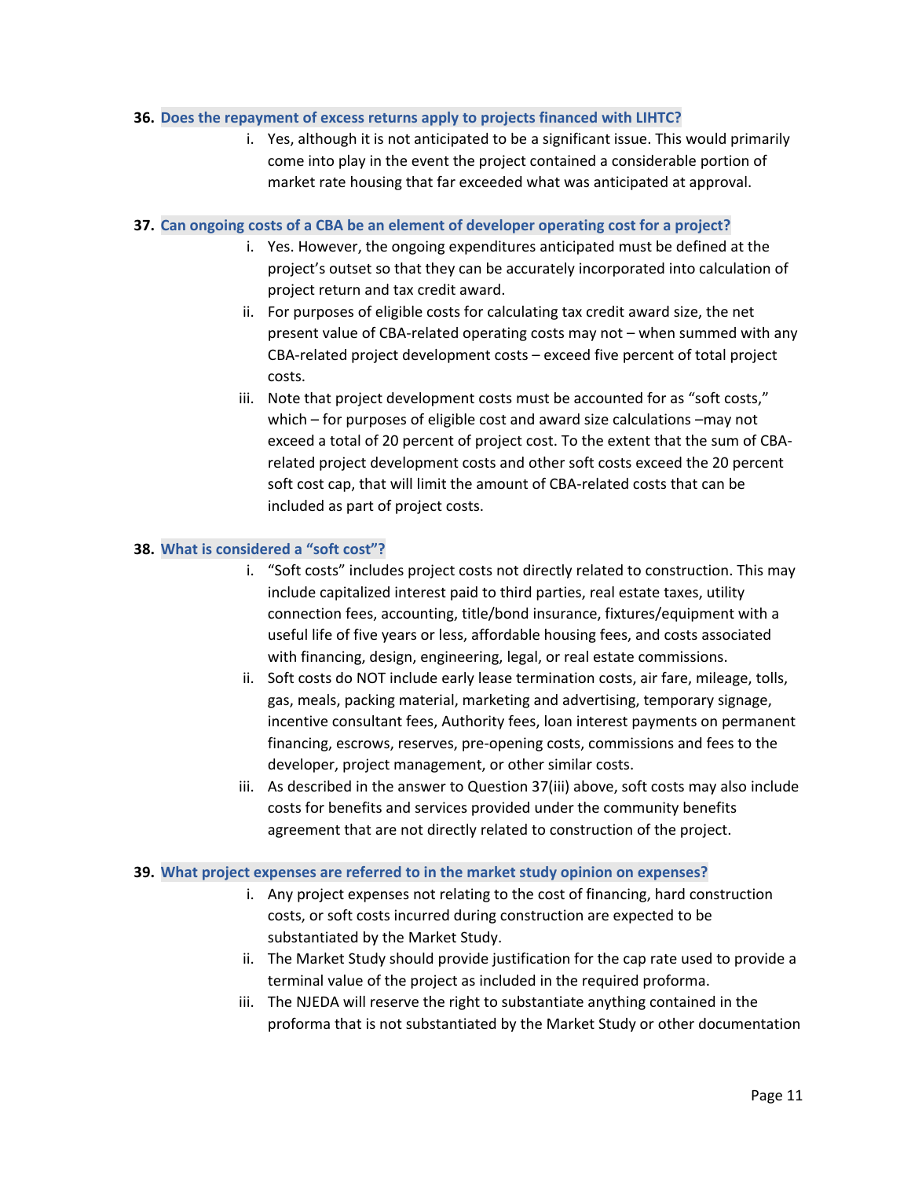**36. Does the repayment of excess returns apply to projects financed with LIHTC?**

i. Yes, although it is not anticipated to be a significant issue. This would primarily come into play in the event the project contained a considerable portion of market rate housing that far exceeded what was anticipated at approval.

**37. Can ongoing costs of a CBA be an element of developer operating cost for a project?**

i. Yes. However, the ongoing expenditures anticipated must be defined at the project's outset so that they can be accurately incorporated into calculation of project return and tax credit award.

ii. For purposes of eligible costs for calculating tax credit award size, the net present value of CBA-related operating costs may not – when summed with any CBA-related project development costs – exceed five percent of total project costs.

iii. Note that project development costs must be accounted for as "soft costs," which – for purposes of eligible cost and award size calculations –may not exceed a total of 20 percent of project cost. To the extent that the sum of CBA-related project development costs and other soft costs exceed the 20 percent soft cost cap, that will limit the amount of CBA-related costs that can be included as part of project costs.

**38. What is considered a "soft cost"?**

i. "Soft costs" includes project costs not directly related to construction. This may include capitalized interest paid to third parties, real estate taxes, utility connection fees, accounting, title/bond insurance, fixtures/equipment with a useful life of five years or less, affordable housing fees, and costs associated with financing, design, engineering, legal, or real estate commissions.

ii. Soft costs do NOT include early lease termination costs, air fare, mileage, tolls, gas, meals, packing material, marketing and advertising, temporary signage, incentive consultant fees, Authority fees, loan interest payments on permanent financing, escrows, reserves, pre-opening costs, commissions and fees to the developer, project management, or other similar costs.

iii. As described in the answer to Question 37(iii) above, soft costs may also include costs for benefits and services provided under the community benefits agreement that are not directly related to construction of the project.

**39. What project expenses are referred to in the market study opinion on expenses?**

i. Any project expenses not relating to the cost of financing, hard construction costs, or soft costs incurred during construction are expected to be substantiated by the Market Study.

ii. The Market Study should provide justification for the cap rate used to provide a terminal value of the project as included in the required proforma.

iii. The NJEDA will reserve the right to substantiate anything contained in the proforma that is not substantiated by the Market Study or other documentation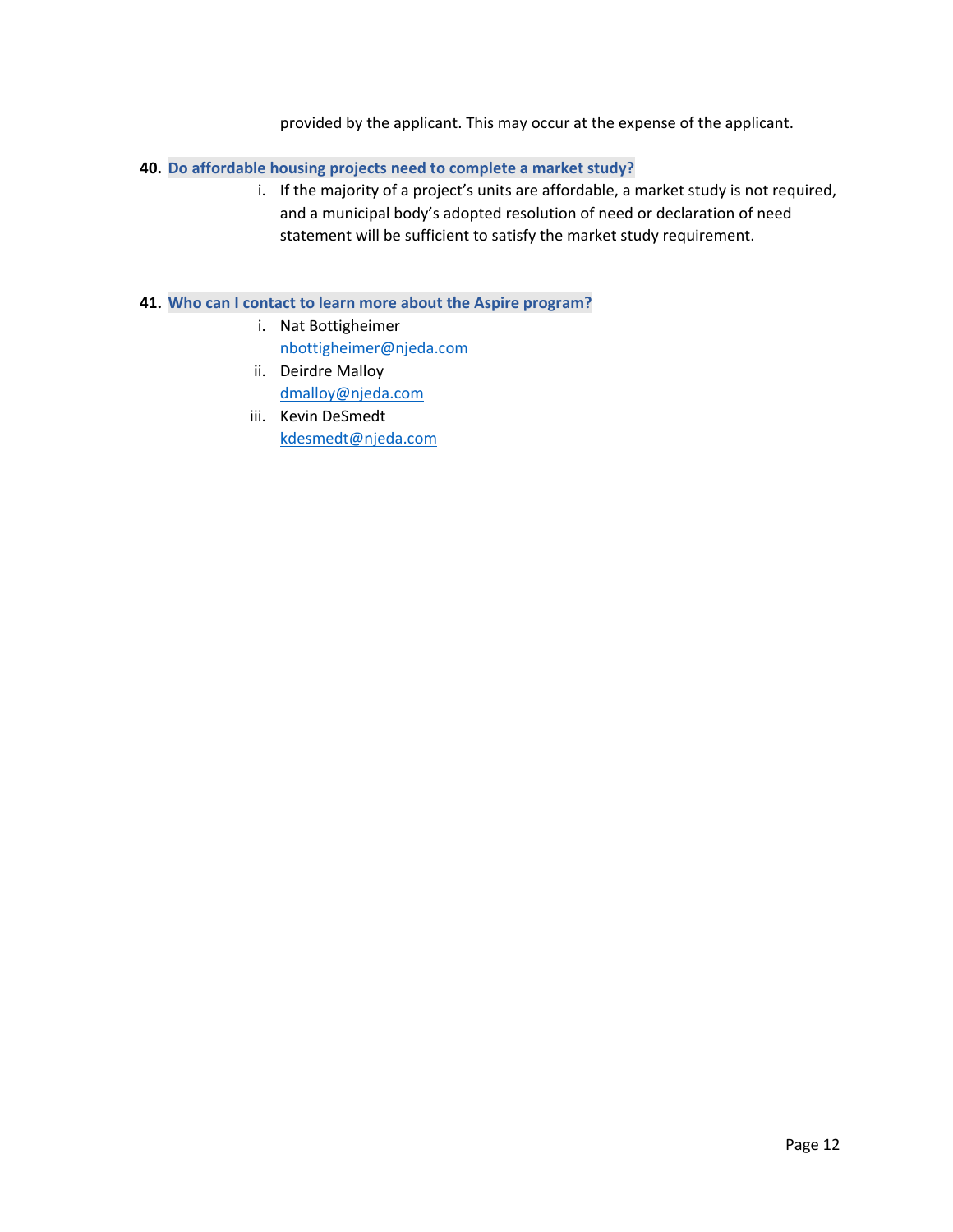provided by the applicant. This may occur at the expense of the applicant.

**40. Do affordable housing projects need to complete a market study?**

i. If the majority of a project's units are affordable, a market study is not required, and a municipal body's adopted resolution of need or declaration of need statement will be sufficient to satisfy the market study requirement.

**41. Who can I contact to learn more about the Aspire program?**

i. Nat Bottigheimer
   nbottigheimer@njeda.com
ii. Deirdre Malloy
   dmalloy@njeda.com
iii. Kevin DeSmedt
   kdesmedt@njeda.com